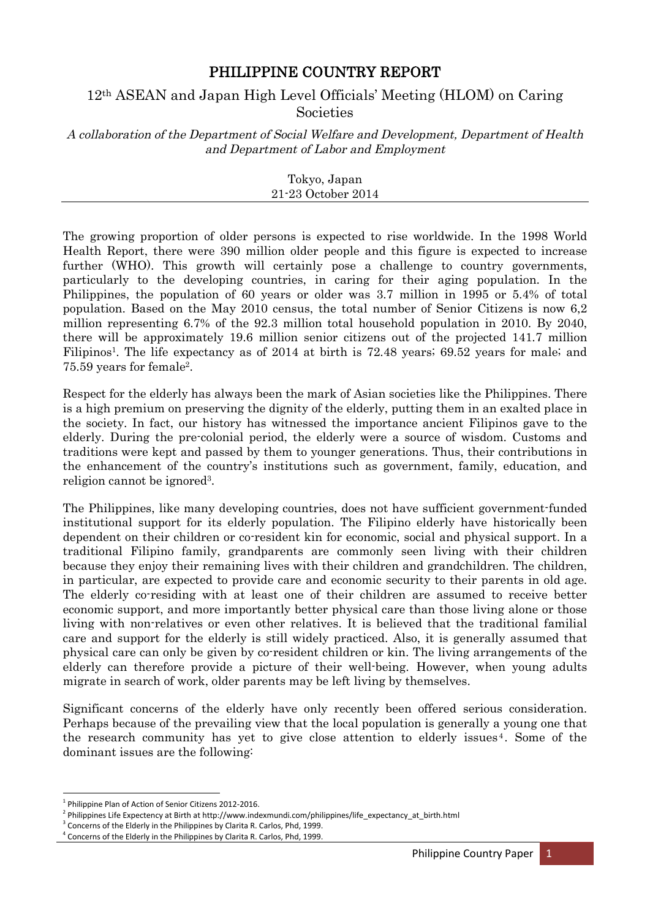# PHILIPPINE COUNTRY REPORT

## 12th ASEAN and Japan High Level Officials' Meeting (HLOM) on Caring Societies

*A collaboration of the Department of Social Welfare and Development, Department of Health and Department of Labor and Employment*

Tokyo, Japan
21-23 October 2014

---

The growing proportion of older persons is expected to rise worldwide. In the 1998 World Health Report, there were 390 million older people and this figure is expected to increase further (WHO). This growth will certainly pose a challenge to country governments, particularly to the developing countries, in caring for their aging population. In the Philippines, the population of 60 years or older was 3.7 million in 1995 or 5.4% of total population. Based on the May 2010 census, the total number of Senior Citizens is now 6,2 million representing 6.7% of the 92.3 million total household population in 2010. By 2040, there will be approximately 19.6 million senior citizens out of the projected 141.7 million Filipinos[1]. The life expectancy as of 2014 at birth is 72.48 years; 69.52 years for male; and 75.59 years for female[2].

Respect for the elderly has always been the mark of Asian societies like the Philippines. There is a high premium on preserving the dignity of the elderly, putting them in an exalted place in the society. In fact, our history has witnessed the importance ancient Filipinos gave to the elderly. During the pre-colonial period, the elderly were a source of wisdom. Customs and traditions were kept and passed by them to younger generations. Thus, their contributions in the enhancement of the country's institutions such as government, family, education, and religion cannot be ignored[3].

The Philippines, like many developing countries, does not have sufficient government-funded institutional support for its elderly population. The Filipino elderly have historically been dependent on their children or co-resident kin for economic, social and physical support. In a traditional Filipino family, grandparents are commonly seen living with their children because they enjoy their remaining lives with their children and grandchildren. The children, in particular, are expected to provide care and economic security to their parents in old age. The elderly co-residing with at least one of their children are assumed to receive better economic support, and more importantly better physical care than those living alone or those living with non-relatives or even other relatives. It is believed that the traditional familial care and support for the elderly is still widely practiced. Also, it is generally assumed that physical care can only be given by co-resident children or kin. The living arrangements of the elderly can therefore provide a picture of their well-being. However, when young adults migrate in search of work, older parents may be left living by themselves.

Significant concerns of the elderly have only recently been offered serious consideration. Perhaps because of the prevailing view that the local population is generally a young one that the research community has yet to give close attention to elderly issues[4]. Some of the dominant issues are the following:

---

[1] Philippine Plan of Action of Senior Citizens 2012-2016.
[2] Philippines Life Expectancy at Birth at http://www.indexmundi.com/philippines/life_expectancy_at_birth.html
[3] Concerns of the Elderly in the Philippines by Clarita R. Carlos, Phd, 1999.
[4] Concerns of the Elderly in the Philippines by Clarita R. Carlos, Phd, 1999.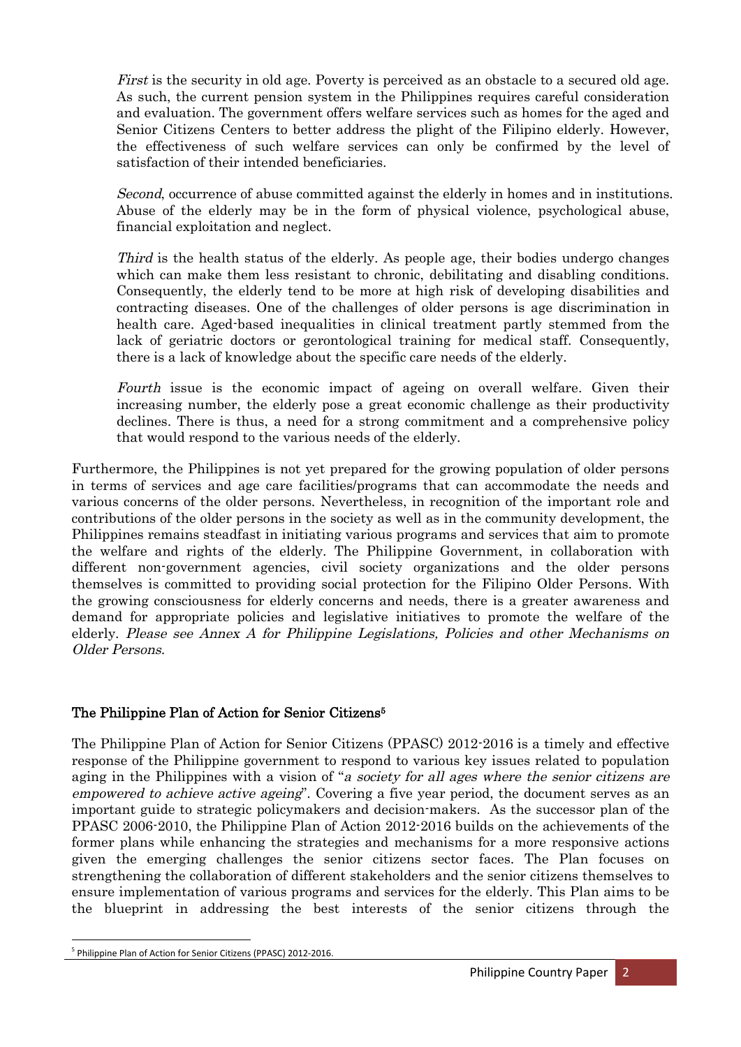*First* is the security in old age. Poverty is perceived as an obstacle to a secured old age. As such, the current pension system in the Philippines requires careful consideration and evaluation. The government offers welfare services such as homes for the aged and Senior Citizens Centers to better address the plight of the Filipino elderly. However, the effectiveness of such welfare services can only be confirmed by the level of satisfaction of their intended beneficiaries.

*Second*, occurrence of abuse committed against the elderly in homes and in institutions. Abuse of the elderly may be in the form of physical violence, psychological abuse, financial exploitation and neglect.

*Third* is the health status of the elderly. As people age, their bodies undergo changes which can make them less resistant to chronic, debilitating and disabling conditions. Consequently, the elderly tend to be more at high risk of developing disabilities and contracting diseases. One of the challenges of older persons is age discrimination in health care. Aged-based inequalities in clinical treatment partly stemmed from the lack of geriatric doctors or gerontological training for medical staff. Consequently, there is a lack of knowledge about the specific care needs of the elderly.

*Fourth* issue is the economic impact of ageing on overall welfare. Given their increasing number, the elderly pose a great economic challenge as their productivity declines. There is thus, a need for a strong commitment and a comprehensive policy that would respond to the various needs of the elderly.

Furthermore, the Philippines is not yet prepared for the growing population of older persons in terms of services and age care facilities/programs that can accommodate the needs and various concerns of the older persons. Nevertheless, in recognition of the important role and contributions of the older persons in the society as well as in the community development, the Philippines remains steadfast in initiating various programs and services that aim to promote the welfare and rights of the elderly. The Philippine Government, in collaboration with different non-government agencies, civil society organizations and the older persons themselves is committed to providing social protection for the Filipino Older Persons. With the growing consciousness for elderly concerns and needs, there is a greater awareness and demand for appropriate policies and legislative initiatives to promote the welfare of the elderly. *Please see Annex A for Philippine Legislations, Policies and other Mechanisms on Older Persons.*

## The Philippine Plan of Action for Senior Citizens[5]

The Philippine Plan of Action for Senior Citizens (PPASC) 2012-2016 is a timely and effective response of the Philippine government to respond to various key issues related to population aging in the Philippines with a vision of "*a society for all ages where the senior citizens are empowered to achieve active ageing*". Covering a five year period, the document serves as an important guide to strategic policymakers and decision-makers. As the successor plan of the PPASC 2006-2010, the Philippine Plan of Action 2012-2016 builds on the achievements of the former plans while enhancing the strategies and mechanisms for a more responsive actions given the emerging challenges the senior citizens sector faces. The Plan focuses on strengthening the collaboration of different stakeholders and the senior citizens themselves to ensure implementation of various programs and services for the elderly. This Plan aims to be the blueprint in addressing the best interests of the senior citizens through the

[5] Philippine Plan of Action for Senior Citizens (PPASC) 2012-2016.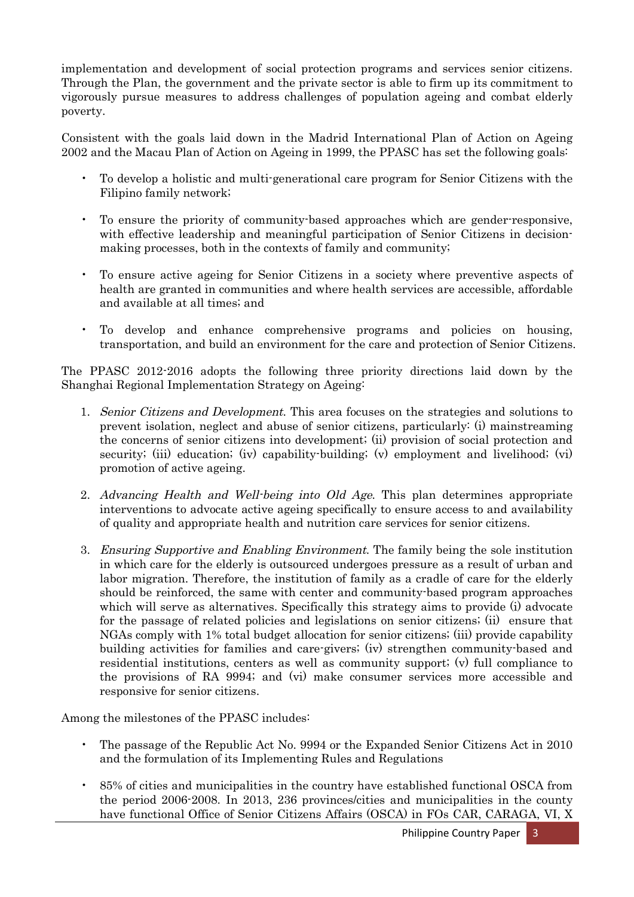implementation and development of social protection programs and services senior citizens. Through the Plan, the government and the private sector is able to firm up its commitment to vigorously pursue measures to address challenges of population ageing and combat elderly poverty.

Consistent with the goals laid down in the Madrid International Plan of Action on Ageing 2002 and the Macau Plan of Action on Ageing in 1999, the PPASC has set the following goals:

- To develop a holistic and multi-generational care program for Senior Citizens with the Filipino family network;
- To ensure the priority of community-based approaches which are gender-responsive, with effective leadership and meaningful participation of Senior Citizens in decision-making processes, both in the contexts of family and community;
- To ensure active ageing for Senior Citizens in a society where preventive aspects of health are granted in communities and where health services are accessible, affordable and available at all times; and
- To develop and enhance comprehensive programs and policies on housing, transportation, and build an environment for the care and protection of Senior Citizens.

The PPASC 2012-2016 adopts the following three priority directions laid down by the Shanghai Regional Implementation Strategy on Ageing:

1. *Senior Citizens and Development*. This area focuses on the strategies and solutions to prevent isolation, neglect and abuse of senior citizens, particularly: (i) mainstreaming the concerns of senior citizens into development; (ii) provision of social protection and security; (iii) education; (iv) capability-building; (v) employment and livelihood; (vi) promotion of active ageing.
2. *Advancing Health and Well-being into Old Age*. This plan determines appropriate interventions to advocate active ageing specifically to ensure access to and availability of quality and appropriate health and nutrition care services for senior citizens.
3. *Ensuring Supportive and Enabling Environment*. The family being the sole institution in which care for the elderly is outsourced undergoes pressure as a result of urban and labor migration. Therefore, the institution of family as a cradle of care for the elderly should be reinforced, the same with center and community-based program approaches which will serve as alternatives. Specifically this strategy aims to provide (i) advocate for the passage of related policies and legislations on senior citizens; (ii) ensure that NGAs comply with 1% total budget allocation for senior citizens; (iii) provide capability building activities for families and care-givers; (iv) strengthen community-based and residential institutions, centers as well as community support; (v) full compliance to the provisions of RA 9994; and (vi) make consumer services more accessible and responsive for senior citizens.

Among the milestones of the PPASC includes:

- The passage of the Republic Act No. 9994 or the Expanded Senior Citizens Act in 2010 and the formulation of its Implementing Rules and Regulations
- 85% of cities and municipalities in the country have established functional OSCA from the period 2006-2008. In 2013, 236 provinces/cities and municipalities in the county have functional Office of Senior Citizens Affairs (OSCA) in FOs CAR, CARAGA, VI, X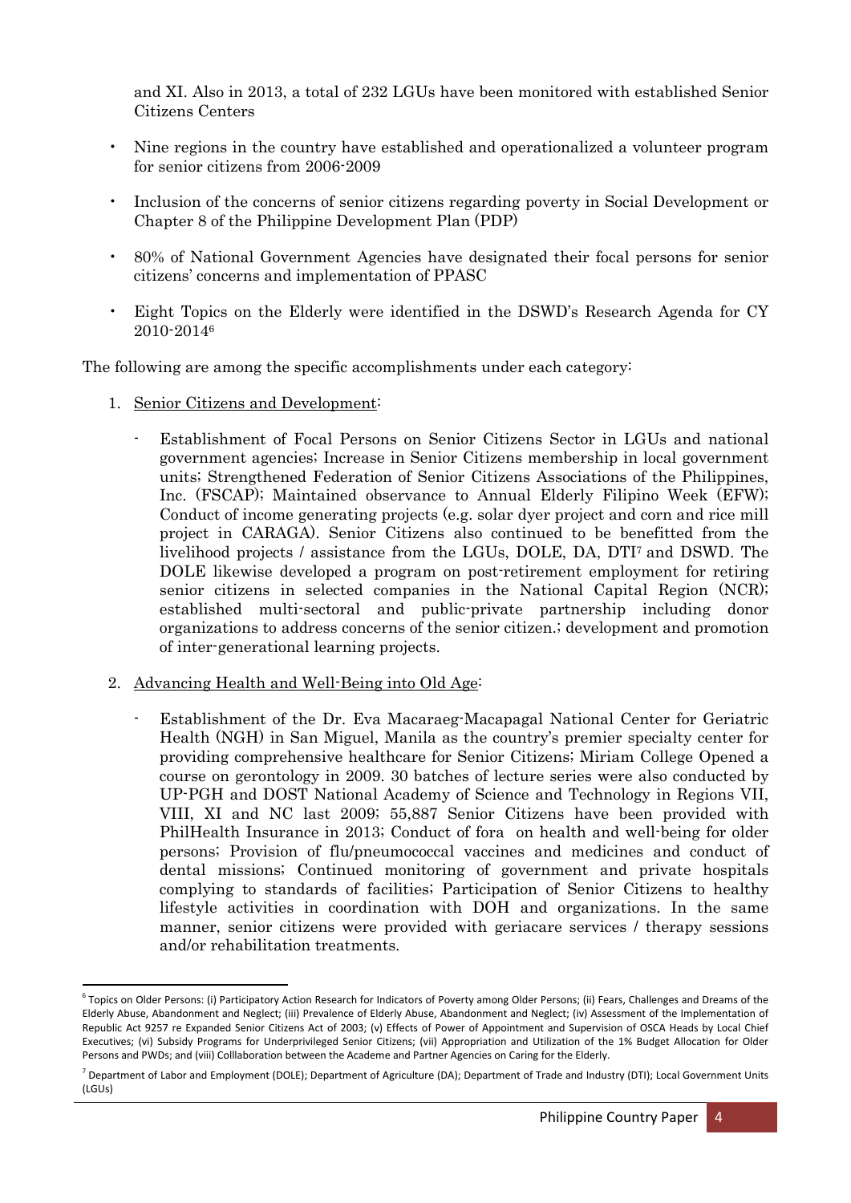and XI. Also in 2013, a total of 232 LGUs have been monitored with established Senior Citizens Centers

- Nine regions in the country have established and operationalized a volunteer program for senior citizens from 2006-2009
- Inclusion of the concerns of senior citizens regarding poverty in Social Development or Chapter 8 of the Philippine Development Plan (PDP)
- 80% of National Government Agencies have designated their focal persons for senior citizens' concerns and implementation of PPASC
- Eight Topics on the Elderly were identified in the DSWD's Research Agenda for CY 2010-2014[6]

The following are among the specific accomplishments under each category:

1. <u>Senior Citizens and Development</u>:

   - Establishment of Focal Persons on Senior Citizens Sector in LGUs and national government agencies; Increase in Senior Citizens membership in local government units; Strengthened Federation of Senior Citizens Associations of the Philippines, Inc. (FSCAP); Maintained observance to Annual Elderly Filipino Week (EFW); Conduct of income generating projects (e.g. solar dyer project and corn and rice mill project in CARAGA). Senior Citizens also continued to be benefitted from the livelihood projects / assistance from the LGUs, DOLE, DA, DTI[7] and DSWD. The DOLE likewise developed a program on post-retirement employment for retiring senior citizens in selected companies in the National Capital Region (NCR); established multi-sectoral and public-private partnership including donor organizations to address concerns of the senior citizen.; development and promotion of inter-generational learning projects.

2. <u>Advancing Health and Well-Being into Old Age</u>:

   - Establishment of the Dr. Eva Macaraeg-Macapagal National Center for Geriatric Health (NGH) in San Miguel, Manila as the country's premier specialty center for providing comprehensive healthcare for Senior Citizens; Miriam College Opened a course on gerontology in 2009. 30 batches of lecture series were also conducted by UP-PGH and DOST National Academy of Science and Technology in Regions VII, VIII, XI and NC last 2009; 55,887 Senior Citizens have been provided with PhilHealth Insurance in 2013; Conduct of fora on health and well-being for older persons; Provision of flu/pneumococcal vaccines and medicines and conduct of dental missions; Continued monitoring of government and private hospitals complying to standards of facilities; Participation of Senior Citizens to healthy lifestyle activities in coordination with DOH and organizations. In the same manner, senior citizens were provided with geriacare services / therapy sessions and/or rehabilitation treatments.

---

[6] Topics on Older Persons: (i) Participatory Action Research for Indicators of Poverty among Older Persons; (ii) Fears, Challenges and Dreams of the Elderly Abuse, Abandonment and Neglect; (iii) Prevalence of Elderly Abuse, Abandonment and Neglect; (iv) Assessment of the Implementation of Republic Act 9257 re Expanded Senior Citizens Act of 2003; (v) Effects of Power of Appointment and Supervision of OSCA Heads by Local Chief Executives; (vi) Subsidy Programs for Underprivileged Senior Citizens; (vii) Appropriation and Utilization of the 1% Budget Allocation for Older Persons and PWDs; and (viii) Colllaboration between the Academe and Partner Agencies on Caring for the Elderly.

[7] Department of Labor and Employment (DOLE); Department of Agriculture (DA); Department of Trade and Industry (DTI); Local Government Units (LGUs)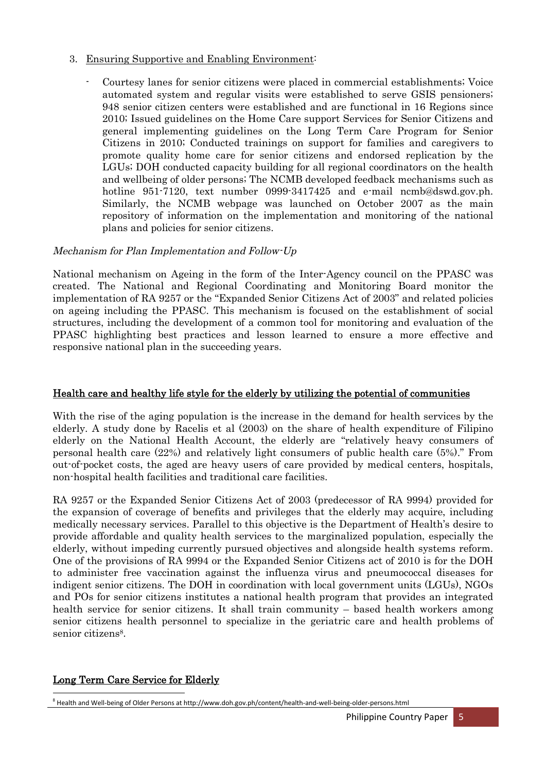3. Ensuring Supportive and Enabling Environment:

   - Courtesy lanes for senior citizens were placed in commercial establishments; Voice automated system and regular visits were established to serve GSIS pensioners; 948 senior citizen centers were established and are functional in 16 Regions since 2010; Issued guidelines on the Home Care support Services for Senior Citizens and general implementing guidelines on the Long Term Care Program for Senior Citizens in 2010; Conducted trainings on support for families and caregivers to promote quality home care for senior citizens and endorsed replication by the LGUs; DOH conducted capacity building for all regional coordinators on the health and wellbeing of older persons; The NCMB developed feedback mechanisms such as hotline 951-7120, text number 0999-3417425 and e-mail ncmb@dswd.gov.ph. Similarly, the NCMB webpage was launched on October 2007 as the main repository of information on the implementation and monitoring of the national plans and policies for senior citizens.

*Mechanism for Plan Implementation and Follow-Up*

National mechanism on Ageing in the form of the Inter-Agency council on the PPASC was created. The National and Regional Coordinating and Monitoring Board monitor the implementation of RA 9257 or the "Expanded Senior Citizens Act of 2003" and related policies on ageing including the PPASC. This mechanism is focused on the establishment of social structures, including the development of a common tool for monitoring and evaluation of the PPASC highlighting best practices and lesson learned to ensure a more effective and responsive national plan in the succeeding years.

## Health care and healthy life style for the elderly by utilizing the potential of communities

With the rise of the aging population is the increase in the demand for health services by the elderly. A study done by Racelis et al (2003) on the share of health expenditure of Filipino elderly on the National Health Account, the elderly are "relatively heavy consumers of personal health care (22%) and relatively light consumers of public health care (5%)." From out-of-pocket costs, the aged are heavy users of care provided by medical centers, hospitals, non-hospital health facilities and traditional care facilities.

RA 9257 or the Expanded Senior Citizens Act of 2003 (predecessor of RA 9994) provided for the expansion of coverage of benefits and privileges that the elderly may acquire, including medically necessary services. Parallel to this objective is the Department of Health's desire to provide affordable and quality health services to the marginalized population, especially the elderly, without impeding currently pursued objectives and alongside health systems reform. One of the provisions of RA 9994 or the Expanded Senior Citizens act of 2010 is for the DOH to administer free vaccination against the influenza virus and pneumococcal diseases for indigent senior citizens. The DOH in coordination with local government units (LGUs), NGOs and POs for senior citizens institutes a national health program that provides an integrated health service for senior citizens. It shall train community – based health workers among senior citizens health personnel to specialize in the geriatric care and health problems of senior citizens[8].

## Long Term Care Service for Elderly

[8] Health and Well-being of Older Persons at http://www.doh.gov.ph/content/health-and-well-being-older-persons.html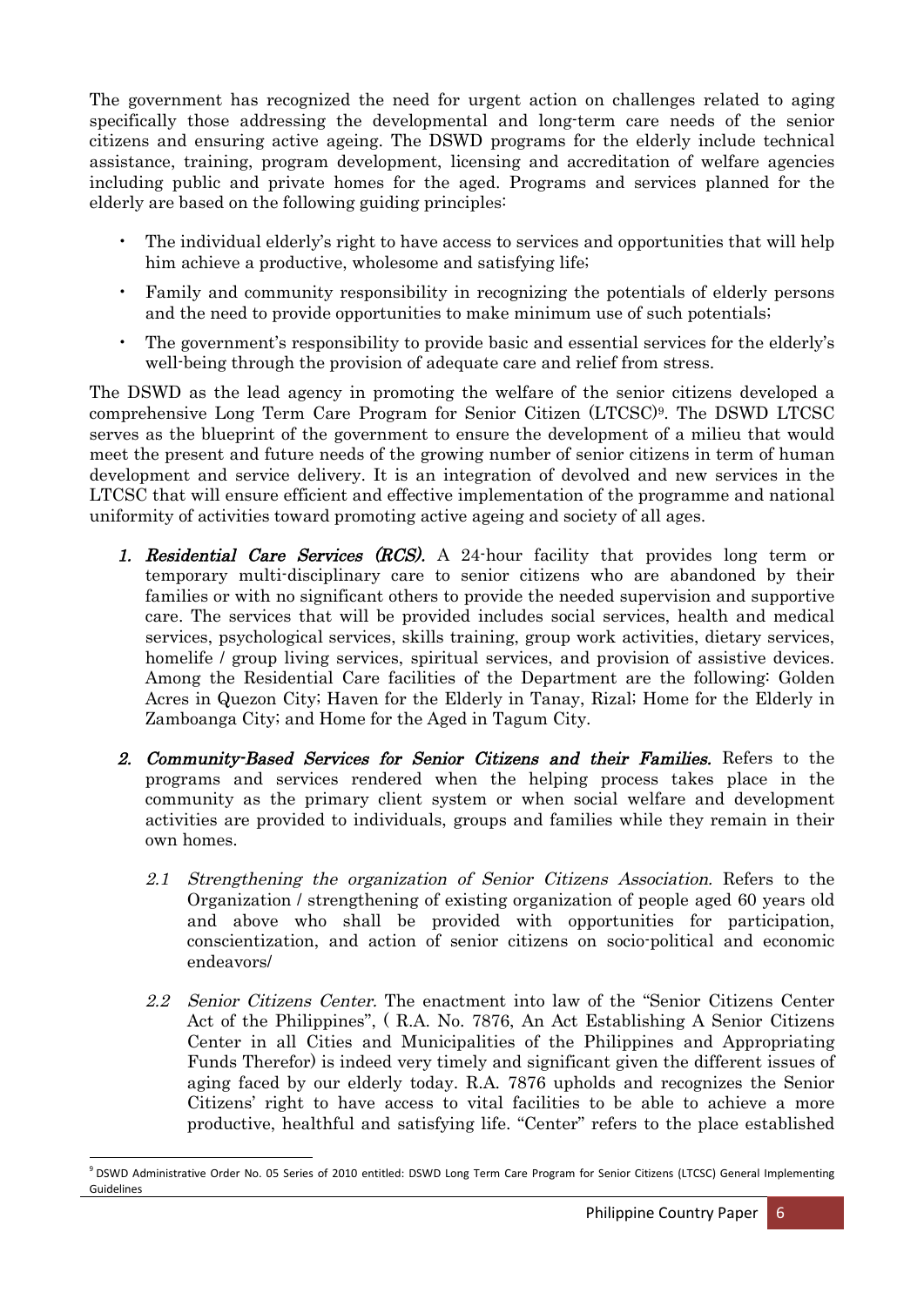The government has recognized the need for urgent action on challenges related to aging specifically those addressing the developmental and long-term care needs of the senior citizens and ensuring active ageing. The DSWD programs for the elderly include technical assistance, training, program development, licensing and accreditation of welfare agencies including public and private homes for the aged. Programs and services planned for the elderly are based on the following guiding principles:

- The individual elderly's right to have access to services and opportunities that will help him achieve a productive, wholesome and satisfying life;
- Family and community responsibility in recognizing the potentials of elderly persons and the need to provide opportunities to make minimum use of such potentials;
- The government's responsibility to provide basic and essential services for the elderly's well-being through the provision of adequate care and relief from stress.

The DSWD as the lead agency in promoting the welfare of the senior citizens developed a comprehensive Long Term Care Program for Senior Citizen (LTCSC)[9]. The DSWD LTCSC serves as the blueprint of the government to ensure the development of a milieu that would meet the present and future needs of the growing number of senior citizens in term of human development and service delivery. It is an integration of devolved and new services in the LTCSC that will ensure efficient and effective implementation of the programme and national uniformity of activities toward promoting active ageing and society of all ages.

1. ***Residential Care Services (RCS).*** A 24-hour facility that provides long term or temporary multi-disciplinary care to senior citizens who are abandoned by their families or with no significant others to provide the needed supervision and supportive care. The services that will be provided includes social services, health and medical services, psychological services, skills training, group work activities, dietary services, homelife / group living services, spiritual services, and provision of assistive devices. Among the Residential Care facilities of the Department are the following: Golden Acres in Quezon City; Haven for the Elderly in Tanay, Rizal; Home for the Elderly in Zamboanga City; and Home for the Aged in Tagum City.

2. ***Community-Based Services for Senior Citizens and their Families.*** Refers to the programs and services rendered when the helping process takes place in the community as the primary client system or when social welfare and development activities are provided to individuals, groups and families while they remain in their own homes.

   2.1 *Strengthening the organization of Senior Citizens Association.* Refers to the Organization / strengthening of existing organization of people aged 60 years old and above who shall be provided with opportunities for participation, conscientization, and action of senior citizens on socio-political and economic endeavors/

   2.2 *Senior Citizens Center.* The enactment into law of the "Senior Citizens Center Act of the Philippines", ( R.A. No. 7876, An Act Establishing A Senior Citizens Center in all Cities and Municipalities of the Philippines and Appropriating Funds Therefor) is indeed very timely and significant given the different issues of aging faced by our elderly today. R.A. 7876 upholds and recognizes the Senior Citizens' right to have access to vital facilities to be able to achieve a more productive, healthful and satisfying life. "Center" refers to the place established

---

[9] DSWD Administrative Order No. 05 Series of 2010 entitled: DSWD Long Term Care Program for Senior Citizens (LTCSC) General Implementing Guidelines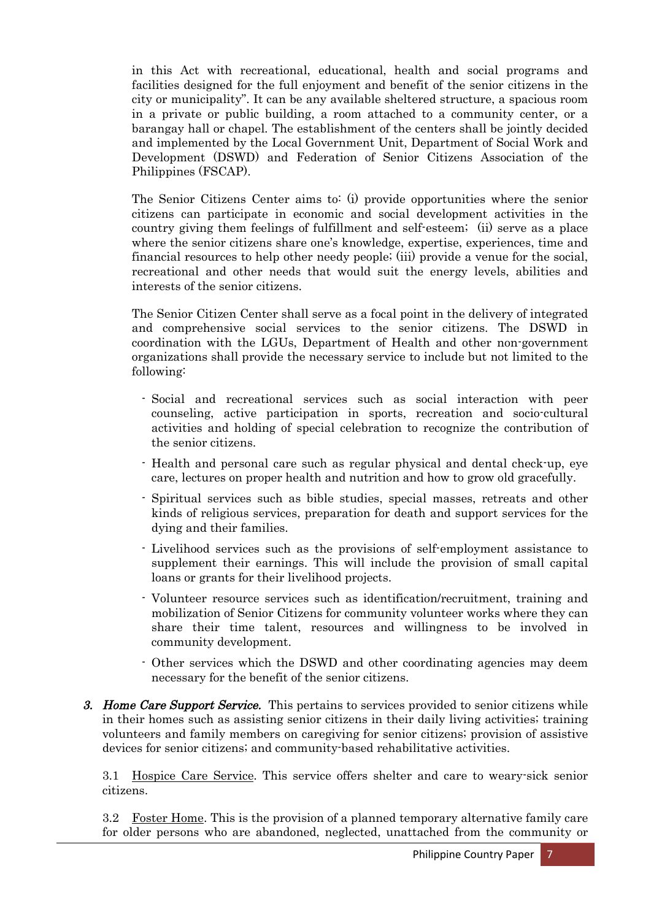in this Act with recreational, educational, health and social programs and facilities designed for the full enjoyment and benefit of the senior citizens in the city or municipality". It can be any available sheltered structure, a spacious room in a private or public building, a room attached to a community center, or a barangay hall or chapel. The establishment of the centers shall be jointly decided and implemented by the Local Government Unit, Department of Social Work and Development (DSWD) and Federation of Senior Citizens Association of the Philippines (FSCAP).

The Senior Citizens Center aims to: (i) provide opportunities where the senior citizens can participate in economic and social development activities in the country giving them feelings of fulfillment and self-esteem; (ii) serve as a place where the senior citizens share one's knowledge, expertise, experiences, time and financial resources to help other needy people; (iii) provide a venue for the social, recreational and other needs that would suit the energy levels, abilities and interests of the senior citizens.

The Senior Citizen Center shall serve as a focal point in the delivery of integrated and comprehensive social services to the senior citizens. The DSWD in coordination with the LGUs, Department of Health and other non-government organizations shall provide the necessary service to include but not limited to the following:

- Social and recreational services such as social interaction with peer counseling, active participation in sports, recreation and socio-cultural activities and holding of special celebration to recognize the contribution of the senior citizens.
- Health and personal care such as regular physical and dental check-up, eye care, lectures on proper health and nutrition and how to grow old gracefully.
- Spiritual services such as bible studies, special masses, retreats and other kinds of religious services, preparation for death and support services for the dying and their families.
- Livelihood services such as the provisions of self-employment assistance to supplement their earnings. This will include the provision of small capital loans or grants for their livelihood projects.
- Volunteer resource services such as identification/recruitment, training and mobilization of Senior Citizens for community volunteer works where they can share their time talent, resources and willingness to be involved in community development.
- Other services which the DSWD and other coordinating agencies may deem necessary for the benefit of the senior citizens.

3. ***Home Care Support Service.*** This pertains to services provided to senior citizens while in their homes such as assisting senior citizens in their daily living activities; training volunteers and family members on caregiving for senior citizens; provision of assistive devices for senior citizens; and community-based rehabilitative activities.

3.1 Hospice Care Service. This service offers shelter and care to weary-sick senior citizens.

3.2 Foster Home. This is the provision of a planned temporary alternative family care for older persons who are abandoned, neglected, unattached from the community or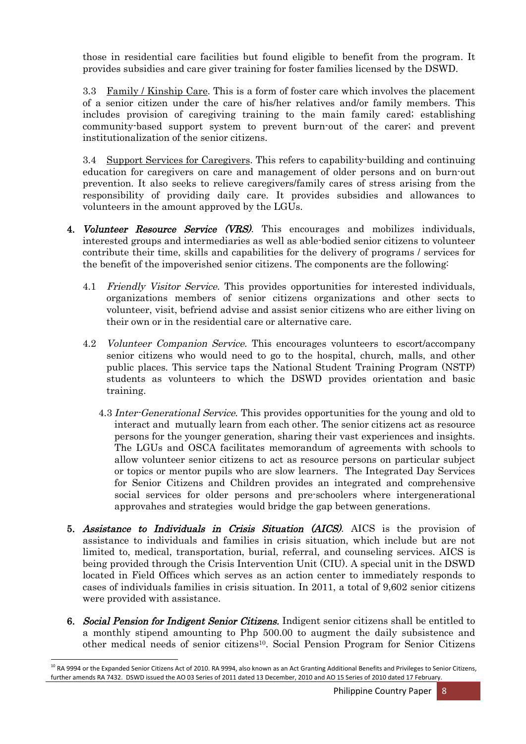those in residential care facilities but found eligible to benefit from the program. It provides subsidies and care giver training for foster families licensed by the DSWD.

3.3 Family / Kinship Care. This is a form of foster care which involves the placement of a senior citizen under the care of his/her relatives and/or family members. This includes provision of caregiving training to the main family cared; establishing community-based support system to prevent burn-out of the carer; and prevent institutionalization of the senior citizens.

3.4 Support Services for Caregivers. This refers to capability-building and continuing education for caregivers on care and management of older persons and on burn-out prevention. It also seeks to relieve caregivers/family cares of stress arising from the responsibility of providing daily care. It provides subsidies and allowances to volunteers in the amount approved by the LGUs.

4. ***Volunteer Resource Service (VRS)***. This encourages and mobilizes individuals, interested groups and intermediaries as well as able-bodied senior citizens to volunteer contribute their time, skills and capabilities for the delivery of programs / services for the benefit of the impoverished senior citizens. The components are the following:

   4.1 *Friendly Visitor Service.* This provides opportunities for interested individuals, organizations members of senior citizens organizations and other sects to volunteer, visit, befriend advise and assist senior citizens who are either living on their own or in the residential care or alternative care.

   4.2 *Volunteer Companion Service.* This encourages volunteers to escort/accompany senior citizens who would need to go to the hospital, church, malls, and other public places. This service taps the National Student Training Program (NSTP) students as volunteers to which the DSWD provides orientation and basic training.

   4.3 *Inter-Generational Service.* This provides opportunities for the young and old to interact and mutually learn from each other. The senior citizens act as resource persons for the younger generation, sharing their vast experiences and insights. The LGUs and OSCA facilitates memorandum of agreements with schools to allow volunteer senior citizens to act as resource persons on particular subject or topics or mentor pupils who are slow learners. The Integrated Day Services for Senior Citizens and Children provides an integrated and comprehensive social services for older persons and pre-schoolers where intergenerational approvahes and strategies would bridge the gap between generations.

5. ***Assistance to Individuals in Crisis Situation (AICS)***. AICS is the provision of assistance to individuals and families in crisis situation, which include but are not limited to, medical, transportation, burial, referral, and counseling services. AICS is being provided through the Crisis Intervention Unit (CIU). A special unit in the DSWD located in Field Offices which serves as an action center to immediately responds to cases of individuals families in crisis situation. In 2011, a total of 9,602 senior citizens were provided with assistance.

6. ***Social Pension for Indigent Senior Citizens.*** Indigent senior citizens shall be entitled to a monthly stipend amounting to Php 500.00 to augment the daily subsistence and other medical needs of senior citizens[10]. Social Pension Program for Senior Citizens

[10] RA 9994 or the Expanded Senior Citizens Act of 2010. RA 9994, also known as an Act Granting Additional Benefits and Privileges to Senior Citizens, further amends RA 7432. DSWD issued the AO 03 Series of 2011 dated 13 December, 2010 and AO 15 Series of 2010 dated 17 February.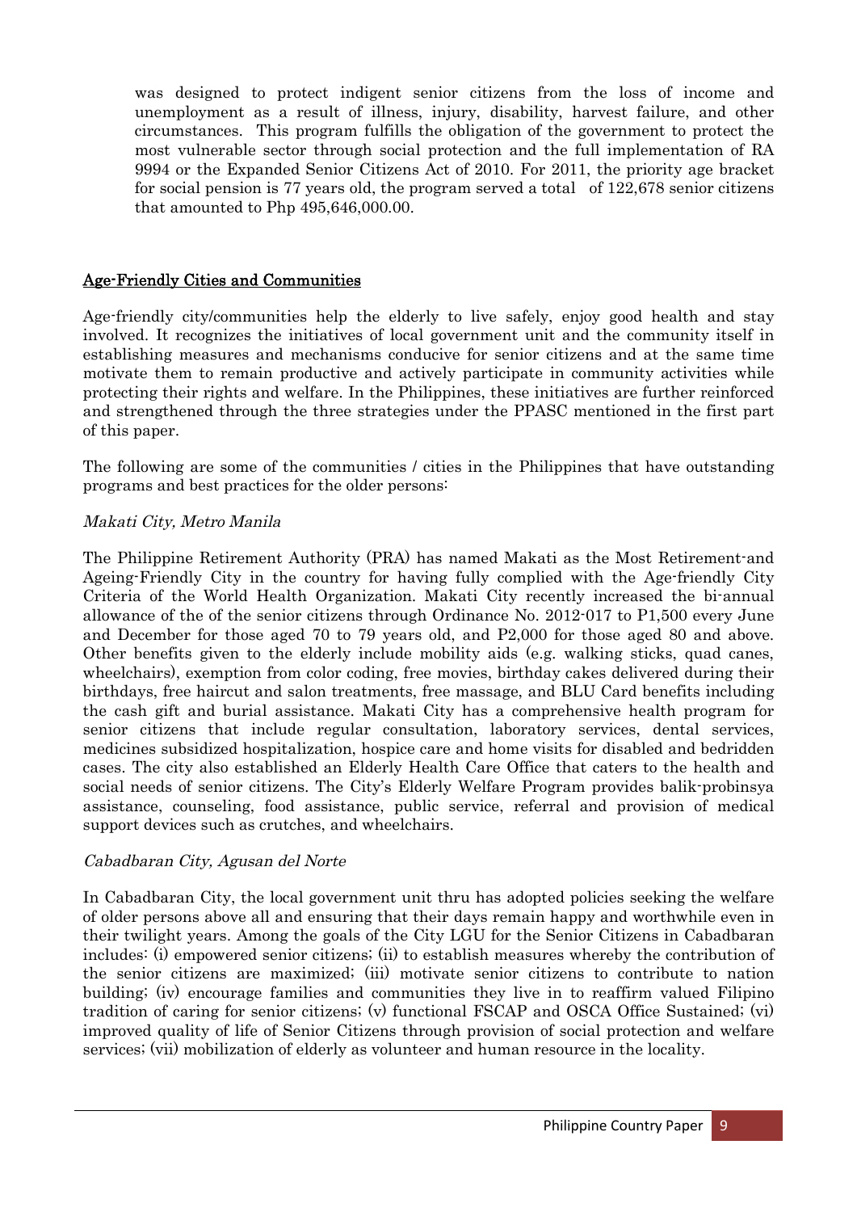was designed to protect indigent senior citizens from the loss of income and unemployment as a result of illness, injury, disability, harvest failure, and other circumstances. This program fulfills the obligation of the government to protect the most vulnerable sector through social protection and the full implementation of RA 9994 or the Expanded Senior Citizens Act of 2010. For 2011, the priority age bracket for social pension is 77 years old, the program served a total of 122,678 senior citizens that amounted to Php 495,646,000.00.

## Age-Friendly Cities and Communities

Age-friendly city/communities help the elderly to live safely, enjoy good health and stay involved. It recognizes the initiatives of local government unit and the community itself in establishing measures and mechanisms conducive for senior citizens and at the same time motivate them to remain productive and actively participate in community activities while protecting their rights and welfare. In the Philippines, these initiatives are further reinforced and strengthened through the three strategies under the PPASC mentioned in the first part of this paper.

The following are some of the communities / cities in the Philippines that have outstanding programs and best practices for the older persons:

*Makati City, Metro Manila*

The Philippine Retirement Authority (PRA) has named Makati as the Most Retirement-and Ageing-Friendly City in the country for having fully complied with the Age-friendly City Criteria of the World Health Organization. Makati City recently increased the bi-annual allowance of the of the senior citizens through Ordinance No. 2012-017 to P1,500 every June and December for those aged 70 to 79 years old, and P2,000 for those aged 80 and above. Other benefits given to the elderly include mobility aids (e.g. walking sticks, quad canes, wheelchairs), exemption from color coding, free movies, birthday cakes delivered during their birthdays, free haircut and salon treatments, free massage, and BLU Card benefits including the cash gift and burial assistance. Makati City has a comprehensive health program for senior citizens that include regular consultation, laboratory services, dental services, medicines subsidized hospitalization, hospice care and home visits for disabled and bedridden cases. The city also established an Elderly Health Care Office that caters to the health and social needs of senior citizens. The City's Elderly Welfare Program provides balik-probinsya assistance, counseling, food assistance, public service, referral and provision of medical support devices such as crutches, and wheelchairs.

*Cabadbaran City, Agusan del Norte*

In Cabadbaran City, the local government unit thru has adopted policies seeking the welfare of older persons above all and ensuring that their days remain happy and worthwhile even in their twilight years. Among the goals of the City LGU for the Senior Citizens in Cabadbaran includes: (i) empowered senior citizens; (ii) to establish measures whereby the contribution of the senior citizens are maximized; (iii) motivate senior citizens to contribute to nation building; (iv) encourage families and communities they live in to reaffirm valued Filipino tradition of caring for senior citizens; (v) functional FSCAP and OSCA Office Sustained; (vi) improved quality of life of Senior Citizens through provision of social protection and welfare services; (vii) mobilization of elderly as volunteer and human resource in the locality.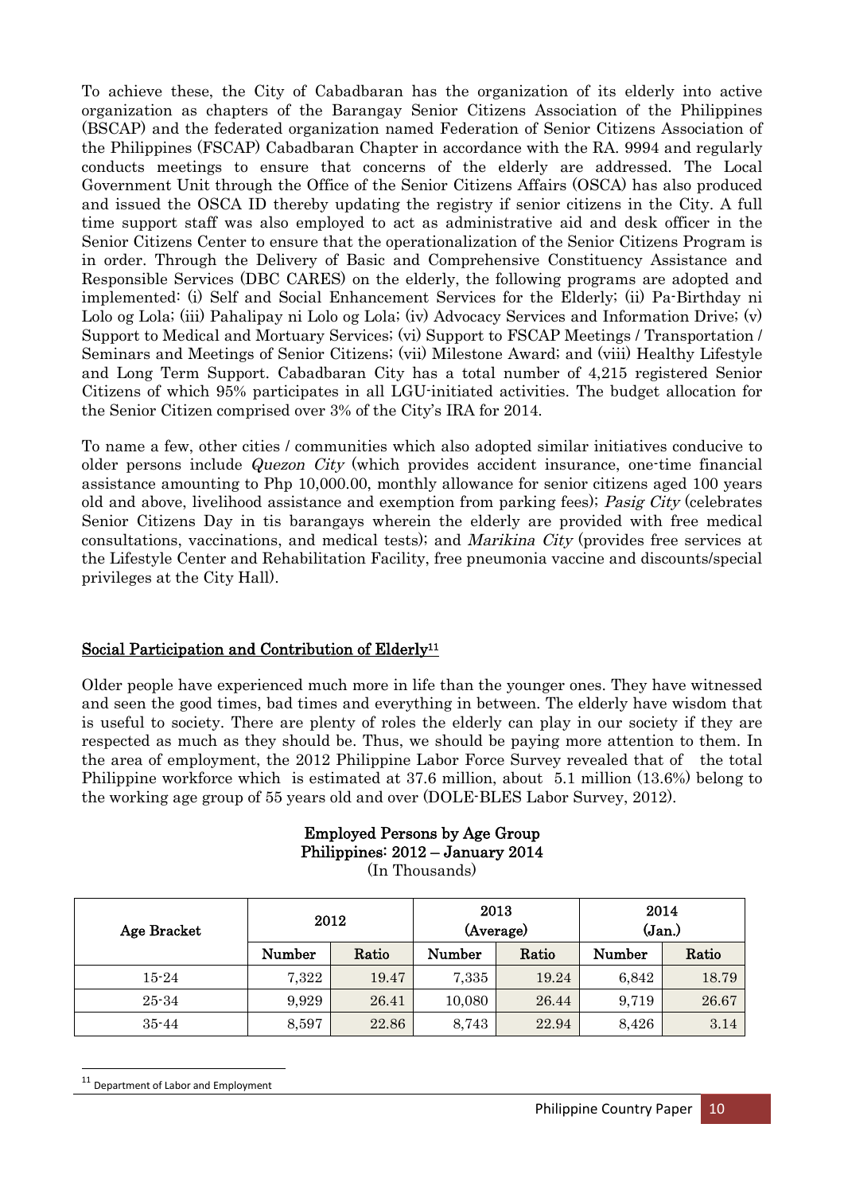To achieve these, the City of Cabadbaran has the organization of its elderly into active organization as chapters of the Barangay Senior Citizens Association of the Philippines (BSCAP) and the federated organization named Federation of Senior Citizens Association of the Philippines (FSCAP) Cabadbaran Chapter in accordance with the RA. 9994 and regularly conducts meetings to ensure that concerns of the elderly are addressed. The Local Government Unit through the Office of the Senior Citizens Affairs (OSCA) has also produced and issued the OSCA ID thereby updating the registry if senior citizens in the City. A full time support staff was also employed to act as administrative aid and desk officer in the Senior Citizens Center to ensure that the operationalization of the Senior Citizens Program is in order. Through the Delivery of Basic and Comprehensive Constituency Assistance and Responsible Services (DBC CARES) on the elderly, the following programs are adopted and implemented: (i) Self and Social Enhancement Services for the Elderly; (ii) Pa-Birthday ni Lolo og Lola; (iii) Pahalipay ni Lolo og Lola; (iv) Advocacy Services and Information Drive; (v) Support to Medical and Mortuary Services; (vi) Support to FSCAP Meetings / Transportation / Seminars and Meetings of Senior Citizens; (vii) Milestone Award; and (viii) Healthy Lifestyle and Long Term Support. Cabadbaran City has a total number of 4,215 registered Senior Citizens of which 95% participates in all LGU-initiated activities. The budget allocation for the Senior Citizen comprised over 3% of the City's IRA for 2014.

To name a few, other cities / communities which also adopted similar initiatives conducive to older persons include *Quezon City* (which provides accident insurance, one-time financial assistance amounting to Php 10,000.00, monthly allowance for senior citizens aged 100 years old and above, livelihood assistance and exemption from parking fees); *Pasig City* (celebrates Senior Citizens Day in tis barangays wherein the elderly are provided with free medical consultations, vaccinations, and medical tests); and *Marikina City* (provides free services at the Lifestyle Center and Rehabilitation Facility, free pneumonia vaccine and discounts/special privileges at the City Hall).

## Social Participation and Contribution of Elderly[11]

Older people have experienced much more in life than the younger ones. They have witnessed and seen the good times, bad times and everything in between. The elderly have wisdom that is useful to society. There are plenty of roles the elderly can play in our society if they are respected as much as they should be. Thus, we should be paying more attention to them. In the area of employment, the 2012 Philippine Labor Force Survey revealed that of the total Philippine workforce which is estimated at 37.6 million, about 5.1 million (13.6%) belong to the working age group of 55 years old and over (DOLE-BLES Labor Survey, 2012).

**Employed Persons by Age Group**
**Philippines: 2012 – January 2014**
(In Thousands)

| Age Bracket | 2012 | | 2013 (Average) | | 2014 (Jan.) | |
|---|---|---|---|---|---|---|
| | Number | Ratio | Number | Ratio | Number | Ratio |
| 15-24 | 7,322 | 19.47 | 7,335 | 19.24 | 6,842 | 18.79 |
| 25-34 | 9,929 | 26.41 | 10,080 | 26.44 | 9,719 | 26.67 |
| 35-44 | 8,597 | 22.86 | 8,743 | 22.94 | 8,426 | 3.14 |

[11] Department of Labor and Employment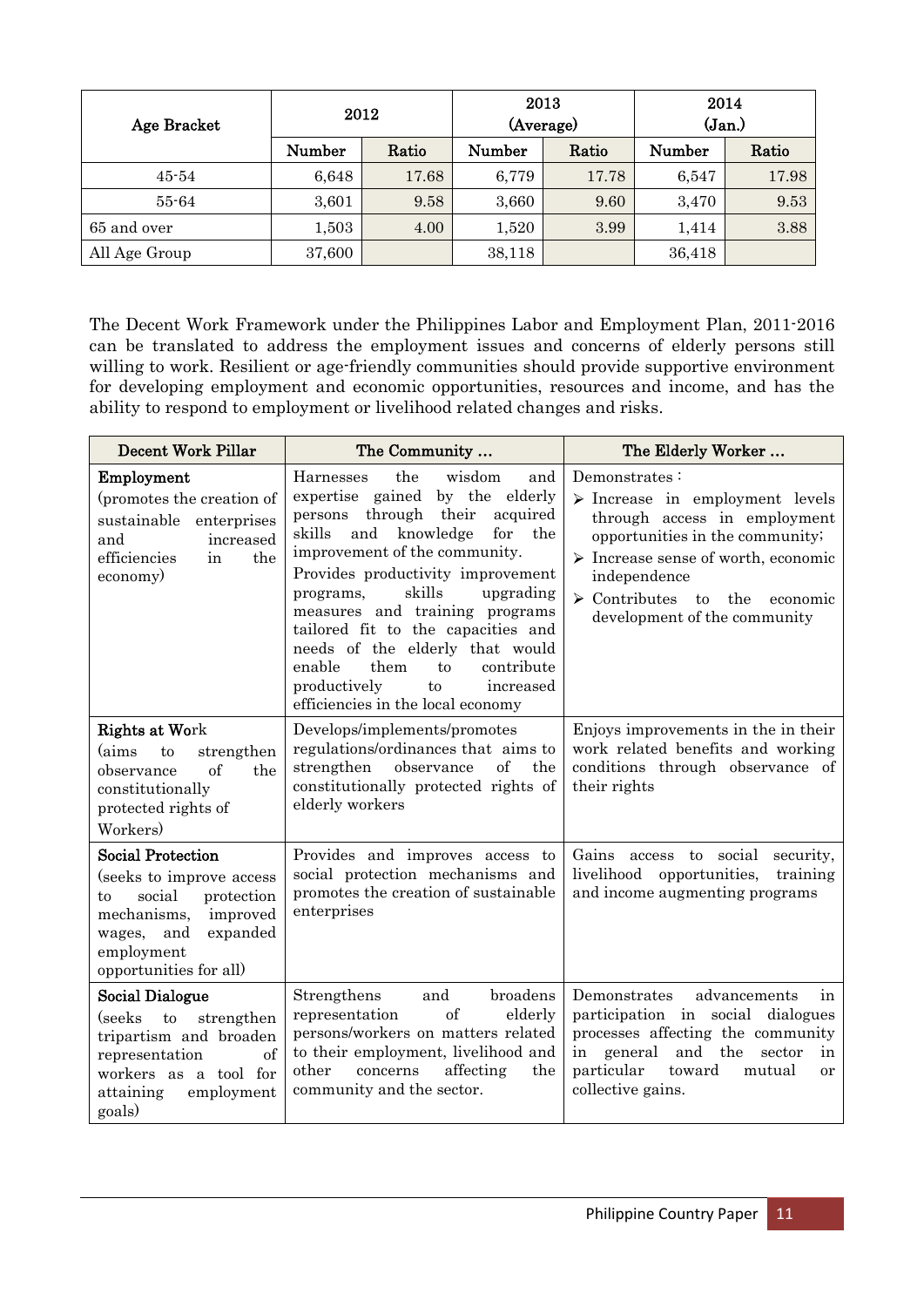| Age Bracket | 2012 | | 2013 (Average) | | 2014 (Jan.) | |
|---|---|---|---|---|---|---|
| | Number | Ratio | Number | Ratio | Number | Ratio |
| 45-54 | 6,648 | 17.68 | 6,779 | 17.78 | 6,547 | 17.98 |
| 55-64 | 3,601 | 9.58 | 3,660 | 9.60 | 3,470 | 9.53 |
| 65 and over | 1,503 | 4.00 | 1,520 | 3.99 | 1,414 | 3.88 |
| All Age Group | 37,600 | | 38,118 | | 36,418 | |

The Decent Work Framework under the Philippines Labor and Employment Plan, 2011-2016 can be translated to address the employment issues and concerns of elderly persons still willing to work. Resilient or age-friendly communities should provide supportive environment for developing employment and economic opportunities, resources and income, and has the ability to respond to employment or livelihood related changes and risks.

| Decent Work Pillar | The Community … | The Elderly Worker … |
|---|---|---|
| **Employment** (promotes the creation of sustainable enterprises and increased efficiencies in the economy) | Harnesses the wisdom and expertise gained by the elderly persons through their acquired skills and knowledge for the improvement of the community. Provides productivity improvement programs, skills upgrading measures and training programs tailored fit to the capacities and needs of the elderly that would enable them to contribute productively to increased efficiencies in the local economy | Demonstrates: <br> ➢ Increase in employment levels through access in employment opportunities in the community; <br> ➢ Increase sense of worth, economic independence <br> ➢ Contributes to the economic development of the community |
| **Rights at Work** (aims to strengthen observance of the constitutionally protected rights of Workers) | Develops/implements/promotes regulations/ordinances that aims to strengthen observance of the constitutionally protected rights of elderly workers | Enjoys improvements in the in their work related benefits and working conditions through observance of their rights |
| **Social Protection** (seeks to improve access to social protection mechanisms, improved wages, and expanded employment opportunities for all) | Provides and improves access to social protection mechanisms and promotes the creation of sustainable enterprises | Gains access to social security, livelihood opportunities, training and income augmenting programs |
| **Social Dialogue** (seeks to strengthen tripartism and broaden representation of workers as a tool for attaining employment goals) | Strengthens and broadens representation of elderly persons/workers on matters related to their employment, livelihood and other concerns affecting the community and the sector. | Demonstrates advancements in participation in social dialogues processes affecting the community in general and the sector in particular toward mutual or collective gains. |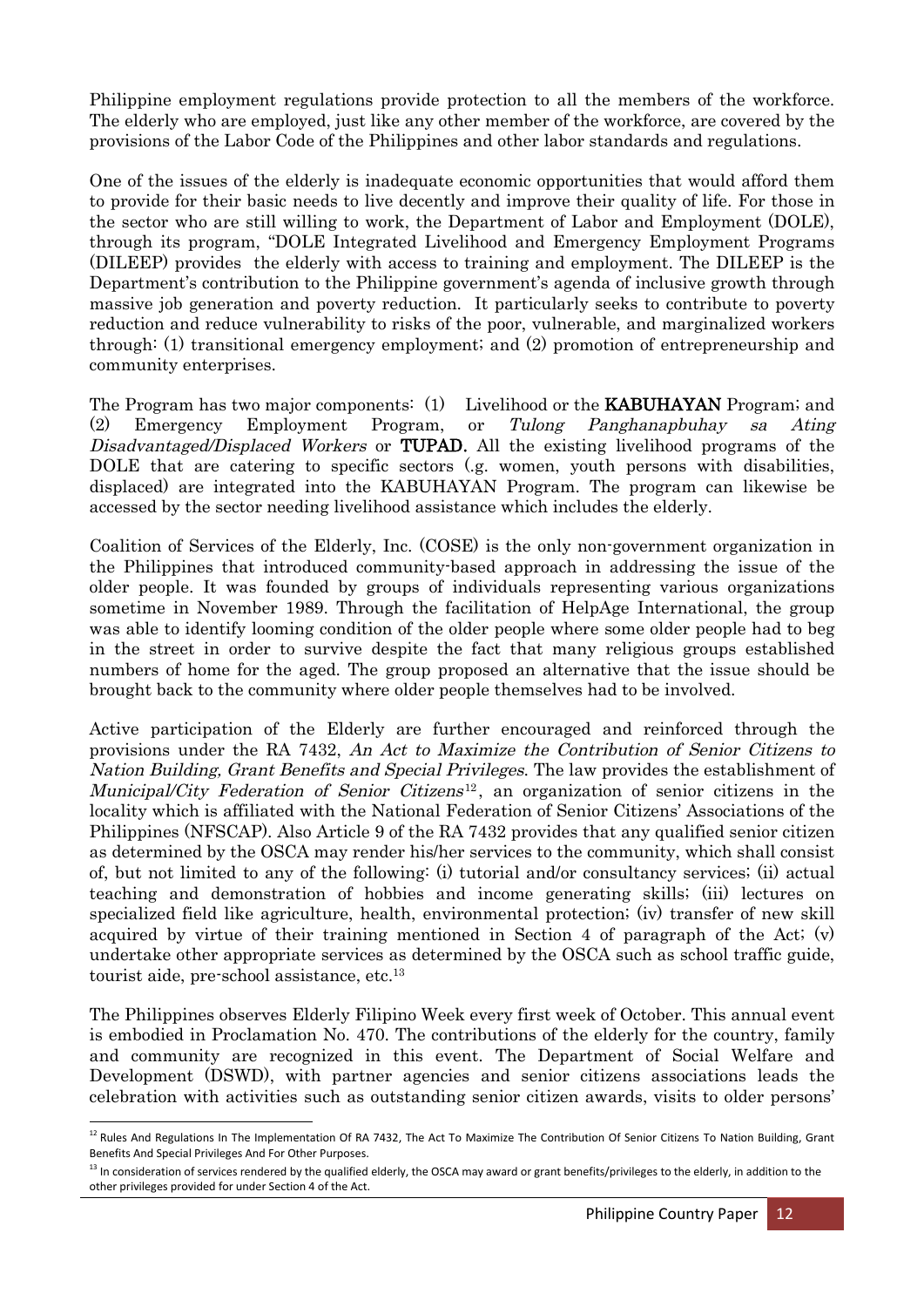Philippine employment regulations provide protection to all the members of the workforce. The elderly who are employed, just like any other member of the workforce, are covered by the provisions of the Labor Code of the Philippines and other labor standards and regulations.

One of the issues of the elderly is inadequate economic opportunities that would afford them to provide for their basic needs to live decently and improve their quality of life. For those in the sector who are still willing to work, the Department of Labor and Employment (DOLE), through its program, "DOLE Integrated Livelihood and Emergency Employment Programs (DILEEP) provides the elderly with access to training and employment. The DILEEP is the Department's contribution to the Philippine government's agenda of inclusive growth through massive job generation and poverty reduction. It particularly seeks to contribute to poverty reduction and reduce vulnerability to risks of the poor, vulnerable, and marginalized workers through: (1) transitional emergency employment; and (2) promotion of entrepreneurship and community enterprises.

The Program has two major components: (1) Livelihood or the **KABUHAYAN** Program; and (2) Emergency Employment Program, or *Tulong Panghanapbuhay sa Ating Disadvantaged/Displaced Workers* or **TUPAD.** All the existing livelihood programs of the DOLE that are catering to specific sectors (.g. women, youth persons with disabilities, displaced) are integrated into the KABUHAYAN Program. The program can likewise be accessed by the sector needing livelihood assistance which includes the elderly.

Coalition of Services of the Elderly, Inc. (COSE) is the only non-government organization in the Philippines that introduced community-based approach in addressing the issue of the older people. It was founded by groups of individuals representing various organizations sometime in November 1989. Through the facilitation of HelpAge International, the group was able to identify looming condition of the older people where some older people had to beg in the street in order to survive despite the fact that many religious groups established numbers of home for the aged. The group proposed an alternative that the issue should be brought back to the community where older people themselves had to be involved.

Active participation of the Elderly are further encouraged and reinforced through the provisions under the RA 7432, *An Act to Maximize the Contribution of Senior Citizens to Nation Building, Grant Benefits and Special Privileges*. The law provides the establishment of *Municipal/City Federation of Senior Citizens*[12], an organization of senior citizens in the locality which is affiliated with the National Federation of Senior Citizens' Associations of the Philippines (NFSCAP). Also Article 9 of the RA 7432 provides that any qualified senior citizen as determined by the OSCA may render his/her services to the community, which shall consist of, but not limited to any of the following: (i) tutorial and/or consultancy services; (ii) actual teaching and demonstration of hobbies and income generating skills; (iii) lectures on specialized field like agriculture, health, environmental protection; (iv) transfer of new skill acquired by virtue of their training mentioned in Section 4 of paragraph of the Act; (v) undertake other appropriate services as determined by the OSCA such as school traffic guide, tourist aide, pre-school assistance, etc.[13]

The Philippines observes Elderly Filipino Week every first week of October. This annual event is embodied in Proclamation No. 470. The contributions of the elderly for the country, family and community are recognized in this event. The Department of Social Welfare and Development (DSWD), with partner agencies and senior citizens associations leads the celebration with activities such as outstanding senior citizen awards, visits to older persons'

---

[12] Rules And Regulations In The Implementation Of RA 7432, The Act To Maximize The Contribution Of Senior Citizens To Nation Building, Grant Benefits And Special Privileges And For Other Purposes.

[13] In consideration of services rendered by the qualified elderly, the OSCA may award or grant benefits/privileges to the elderly, in addition to the other privileges provided for under Section 4 of the Act.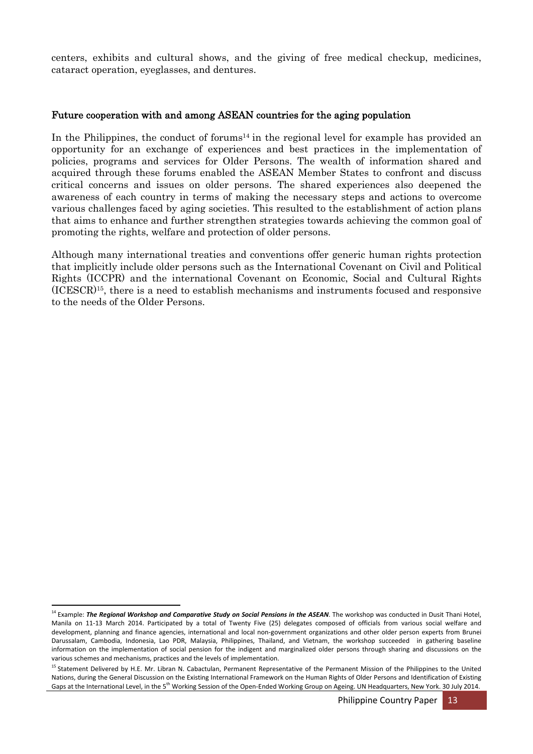centers, exhibits and cultural shows, and the giving of free medical checkup, medicines, cataract operation, eyeglasses, and dentures.

## Future cooperation with and among ASEAN countries for the aging population

In the Philippines, the conduct of forums[14] in the regional level for example has provided an opportunity for an exchange of experiences and best practices in the implementation of policies, programs and services for Older Persons. The wealth of information shared and acquired through these forums enabled the ASEAN Member States to confront and discuss critical concerns and issues on older persons. The shared experiences also deepened the awareness of each country in terms of making the necessary steps and actions to overcome various challenges faced by aging societies. This resulted to the establishment of action plans that aims to enhance and further strengthen strategies towards achieving the common goal of promoting the rights, welfare and protection of older persons.

Although many international treaties and conventions offer generic human rights protection that implicitly include older persons such as the International Covenant on Civil and Political Rights (ICCPR) and the international Covenant on Economic, Social and Cultural Rights (ICESCR)[15], there is a need to establish mechanisms and instruments focused and responsive to the needs of the Older Persons.

---

[14] Example: ***The Regional Workshop and Comparative Study on Social Pensions in the ASEAN***. The workshop was conducted in Dusit Thani Hotel, Manila on 11-13 March 2014. Participated by a total of Twenty Five (25) delegates composed of officials from various social welfare and development, planning and finance agencies, international and local non-government organizations and other older person experts from Brunei Darussalam, Cambodia, Indonesia, Lao PDR, Malaysia, Philippines, Thailand, and Vietnam, the workshop succeeded in gathering baseline information on the implementation of social pension for the indigent and marginalized older persons through sharing and discussions on the various schemes and mechanisms, practices and the levels of implementation.

[15] Statement Delivered by H.E. Mr. Libran N. Cabactulan, Permanent Representative of the Permanent Mission of the Philippines to the United Nations, during the General Discussion on the Existing International Framework on the Human Rights of Older Persons and Identification of Existing Gaps at the International Level, in the 5th Working Session of the Open-Ended Working Group on Ageing. UN Headquarters, New York. 30 July 2014.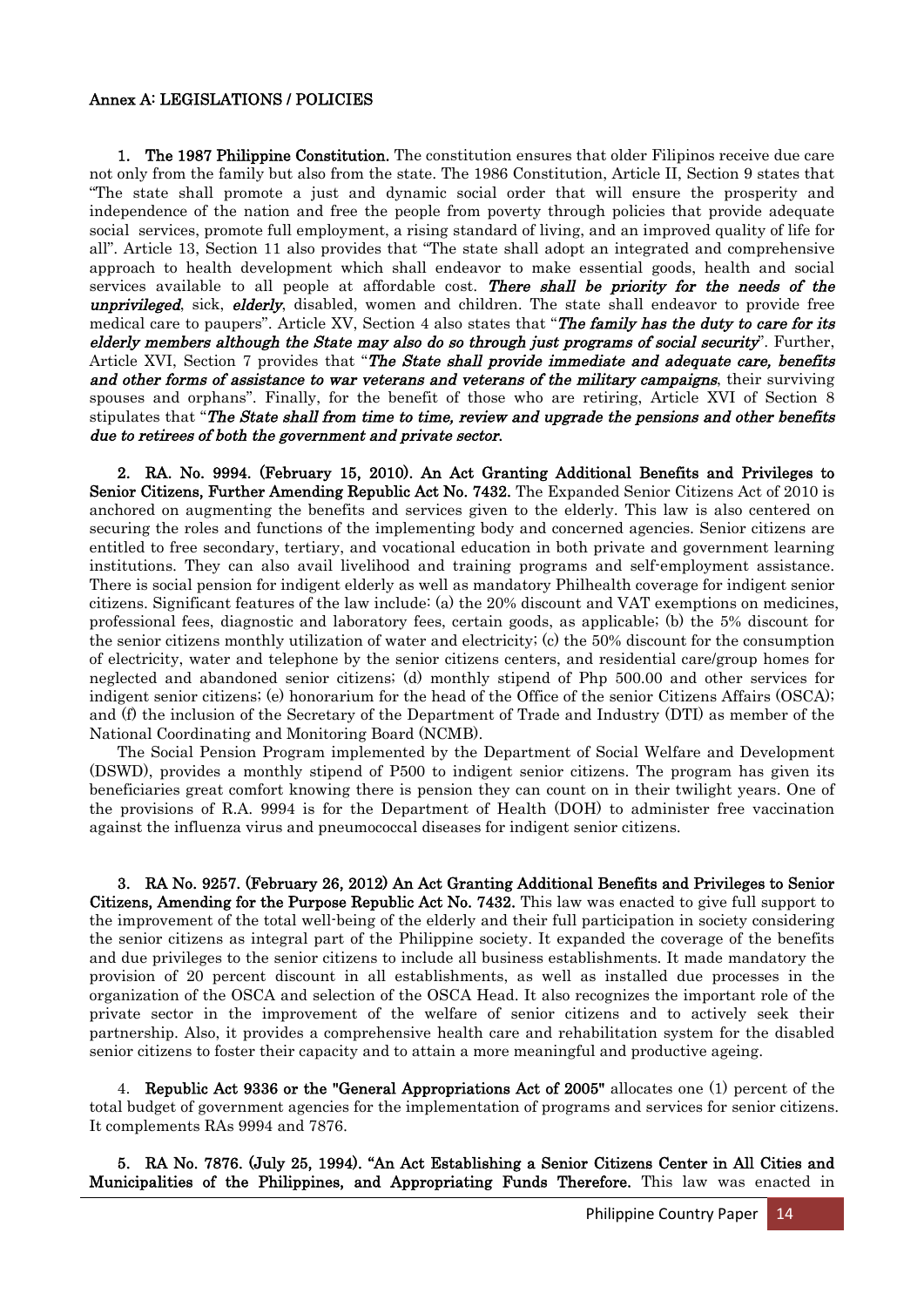**Annex A: LEGISLATIONS / POLICIES**

1. **The 1987 Philippine Constitution.** The constitution ensures that older Filipinos receive due care not only from the family but also from the state. The 1986 Constitution, Article II, Section 9 states that "The state shall promote a just and dynamic social order that will ensure the prosperity and independence of the nation and free the people from poverty through policies that provide adequate social services, promote full employment, a rising standard of living, and an improved quality of life for all". Article 13, Section 11 also provides that "The state shall adopt an integrated and comprehensive approach to health development which shall endeavor to make essential goods, health and social services available to all people at affordable cost. ***There shall be priority for the needs of the unprivileged***, sick, ***elderly***, disabled, women and children. The state shall endeavor to provide free medical care to paupers". Article XV, Section 4 also states that "***The family has the duty to care for its elderly members although the State may also do so through just programs of social security***". Further, Article XVI, Section 7 provides that "***The State shall provide immediate and adequate care, benefits and other forms of assistance to war veterans and veterans of the military campaigns***, their surviving spouses and orphans". Finally, for the benefit of those who are retiring, Article XVI of Section 8 stipulates that "***The State shall from time to time, review and upgrade the pensions and other benefits due to retirees of both the government and private sector.***

2. **RA. No. 9994. (February 15, 2010). An Act Granting Additional Benefits and Privileges to Senior Citizens, Further Amending Republic Act No. 7432.** The Expanded Senior Citizens Act of 2010 is anchored on augmenting the benefits and services given to the elderly. This law is also centered on securing the roles and functions of the implementing body and concerned agencies. Senior citizens are entitled to free secondary, tertiary, and vocational education in both private and government learning institutions. They can also avail livelihood and training programs and self-employment assistance. There is social pension for indigent elderly as well as mandatory Philhealth coverage for indigent senior citizens. Significant features of the law include: (a) the 20% discount and VAT exemptions on medicines, professional fees, diagnostic and laboratory fees, certain goods, as applicable; (b) the 5% discount for the senior citizens monthly utilization of water and electricity; (c) the 50% discount for the consumption of electricity, water and telephone by the senior citizens centers, and residential care/group homes for neglected and abandoned senior citizens; (d) monthly stipend of Php 500.00 and other services for indigent senior citizens; (e) honorarium for the head of the Office of the senior Citizens Affairs (OSCA); and (f) the inclusion of the Secretary of the Department of Trade and Industry (DTI) as member of the National Coordinating and Monitoring Board (NCMB).

   The Social Pension Program implemented by the Department of Social Welfare and Development (DSWD), provides a monthly stipend of P500 to indigent senior citizens. The program has given its beneficiaries great comfort knowing there is pension they can count on in their twilight years. One of the provisions of R.A. 9994 is for the Department of Health (DOH) to administer free vaccination against the influenza virus and pneumococcal diseases for indigent senior citizens.

3. **RA No. 9257. (February 26, 2012) An Act Granting Additional Benefits and Privileges to Senior Citizens, Amending for the Purpose Republic Act No. 7432.** This law was enacted to give full support to the improvement of the total well-being of the elderly and their full participation in society considering the senior citizens as integral part of the Philippine society. It expanded the coverage of the benefits and due privileges to the senior citizens to include all business establishments. It made mandatory the provision of 20 percent discount in all establishments, as well as installed due processes in the organization of the OSCA and selection of the OSCA Head. It also recognizes the important role of the private sector in the improvement of the welfare of senior citizens and to actively seek their partnership. Also, it provides a comprehensive health care and rehabilitation system for the disabled senior citizens to foster their capacity and to attain a more meaningful and productive ageing.

4. **Republic Act 9336 or the "General Appropriations Act of 2005"** allocates one (1) percent of the total budget of government agencies for the implementation of programs and services for senior citizens. It complements RAs 9994 and 7876.

5. **RA No. 7876. (July 25, 1994). "An Act Establishing a Senior Citizens Center in All Cities and Municipalities of the Philippines, and Appropriating Funds Therefore.** This law was enacted in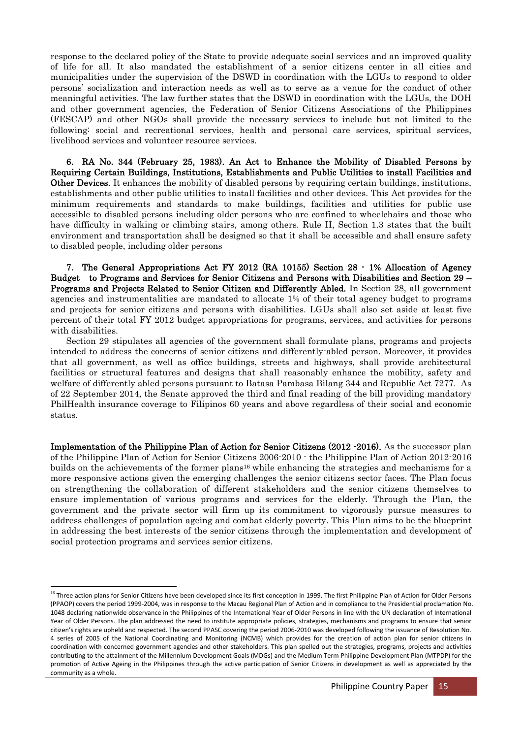response to the declared policy of the State to provide adequate social services and an improved quality of life for all. It also mandated the establishment of a senior citizens center in all cities and municipalities under the supervision of the DSWD in coordination with the LGUs to respond to older persons' socialization and interaction needs as well as to serve as a venue for the conduct of other meaningful activities. The law further states that the DSWD in coordination with the LGUs, the DOH and other government agencies, the Federation of Senior Citizens Associations of the Philippines (FESCAP) and other NGOs shall provide the necessary services to include but not limited to the following: social and recreational services, health and personal care services, spiritual services, livelihood services and volunteer resource services.

**6. RA No. 344 (February 25, 1983). An Act to Enhance the Mobility of Disabled Persons by Requiring Certain Buildings, Institutions, Establishments and Public Utilities to install Facilities and Other Devices**. It enhances the mobility of disabled persons by requiring certain buildings, institutions, establishments and other public utilities to install facilities and other devices. This Act provides for the minimum requirements and standards to make buildings, facilities and utilities for public use accessible to disabled persons including older persons who are confined to wheelchairs and those who have difficulty in walking or climbing stairs, among others. Rule II, Section 1.3 states that the built environment and transportation shall be designed so that it shall be accessible and shall ensure safety to disabled people, including older persons

**7. The General Appropriations Act FY 2012 (RA 10155) Section 28 - 1% Allocation of Agency Budget to Programs and Services for Senior Citizens and Persons with Disabilities and Section 29 – Programs and Projects Related to Senior Citizen and Differently Abled.** In Section 28, all government agencies and instrumentalities are mandated to allocate 1% of their total agency budget to programs and projects for senior citizens and persons with disabilities. LGUs shall also set aside at least five percent of their total FY 2012 budget appropriations for programs, services, and activities for persons with disabilities.

Section 29 stipulates all agencies of the government shall formulate plans, programs and projects intended to address the concerns of senior citizens and differently-abled person. Moreover, it provides that all government, as well as office buildings, streets and highways, shall provide architectural facilities or structural features and designs that shall reasonably enhance the mobility, safety and welfare of differently abled persons pursuant to Batasa Pambasa Bilang 344 and Republic Act 7277. As of 22 September 2014, the Senate approved the third and final reading of the bill providing mandatory PhilHealth insurance coverage to Filipinos 60 years and above regardless of their social and economic status.

**Implementation of the Philippine Plan of Action for Senior Citizens (2012 -2016).** As the successor plan of the Philippine Plan of Action for Senior Citizens 2006-2010 - the Philippine Plan of Action 2012-2016 builds on the achievements of the former plans[16] while enhancing the strategies and mechanisms for a more responsive actions given the emerging challenges the senior citizens sector faces. The Plan focus on strengthening the collaboration of different stakeholders and the senior citizens themselves to ensure implementation of various programs and services for the elderly. Through the Plan, the government and the private sector will firm up its commitment to vigorously pursue measures to address challenges of population ageing and combat elderly poverty. This Plan aims to be the blueprint in addressing the best interests of the senior citizens through the implementation and development of social protection programs and services senior citizens.

---

[16] Three action plans for Senior Citizens have been developed since its first conception in 1999. The first Philippine Plan of Action for Older Persons (PPAOP) covers the period 1999-2004, was in response to the Macau Regional Plan of Action and in compliance to the Presidential proclamation No. 1048 declaring nationwide observance in the Philippines of the International Year of Older Persons in line with the UN declaration of International Year of Older Persons. The plan addressed the need to institute appropriate policies, strategies, mechanisms and programs to ensure that senior citizen's rights are upheld and respected. The second PPASC covering the period 2006-2010 was developed following the issuance of Resolution No. 4 series of 2005 of the National Coordinating and Monitoring (NCMB) which provides for the creation of action plan for senior citizens in coordination with concerned government agencies and other stakeholders. This plan spelled out the strategies, programs, projects and activities contributing to the attainment of the Millennium Development Goals (MDGs) and the Medium Term Philippine Development Plan (MTPDP) for the promotion of Active Ageing in the Philippines through the active participation of Senior Citizens in development as well as appreciated by the community as a whole.